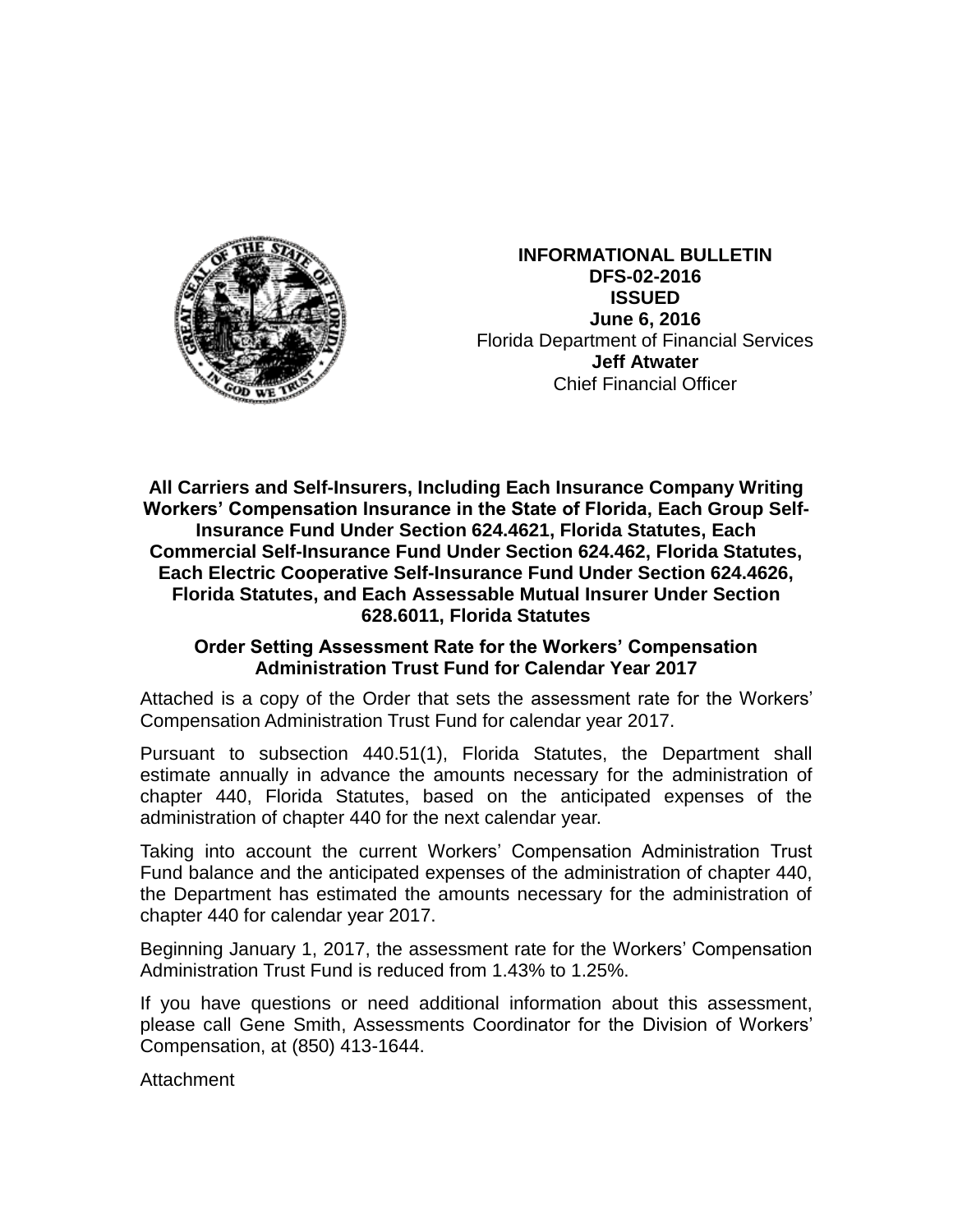**INFORMATIONAL BULLETIN**
**DFS-02-2016**
**ISSUED**
**June 6, 2016**
Florida Department of Financial Services
**Jeff Atwater**
Chief Financial Officer

**All Carriers and Self-Insurers, Including Each Insurance Company Writing Workers' Compensation Insurance in the State of Florida, Each Group Self-Insurance Fund Under Section 624.4621, Florida Statutes, Each Commercial Self-Insurance Fund Under Section 624.462, Florida Statutes, Each Electric Cooperative Self-Insurance Fund Under Section 624.4626, Florida Statutes, and Each Assessable Mutual Insurer Under Section 628.6011, Florida Statutes**

**Order Setting Assessment Rate for the Workers' Compensation Administration Trust Fund for Calendar Year 2017**

Attached is a copy of the Order that sets the assessment rate for the Workers' Compensation Administration Trust Fund for calendar year 2017.

Pursuant to subsection 440.51(1), Florida Statutes, the Department shall estimate annually in advance the amounts necessary for the administration of chapter 440, Florida Statutes, based on the anticipated expenses of the administration of chapter 440 for the next calendar year.

Taking into account the current Workers' Compensation Administration Trust Fund balance and the anticipated expenses of the administration of chapter 440, the Department has estimated the amounts necessary for the administration of chapter 440 for calendar year 2017.

Beginning January 1, 2017, the assessment rate for the Workers' Compensation Administration Trust Fund is reduced from 1.43% to 1.25%.

If you have questions or need additional information about this assessment, please call Gene Smith, Assessments Coordinator for the Division of Workers' Compensation, at (850) 413-1644.

Attachment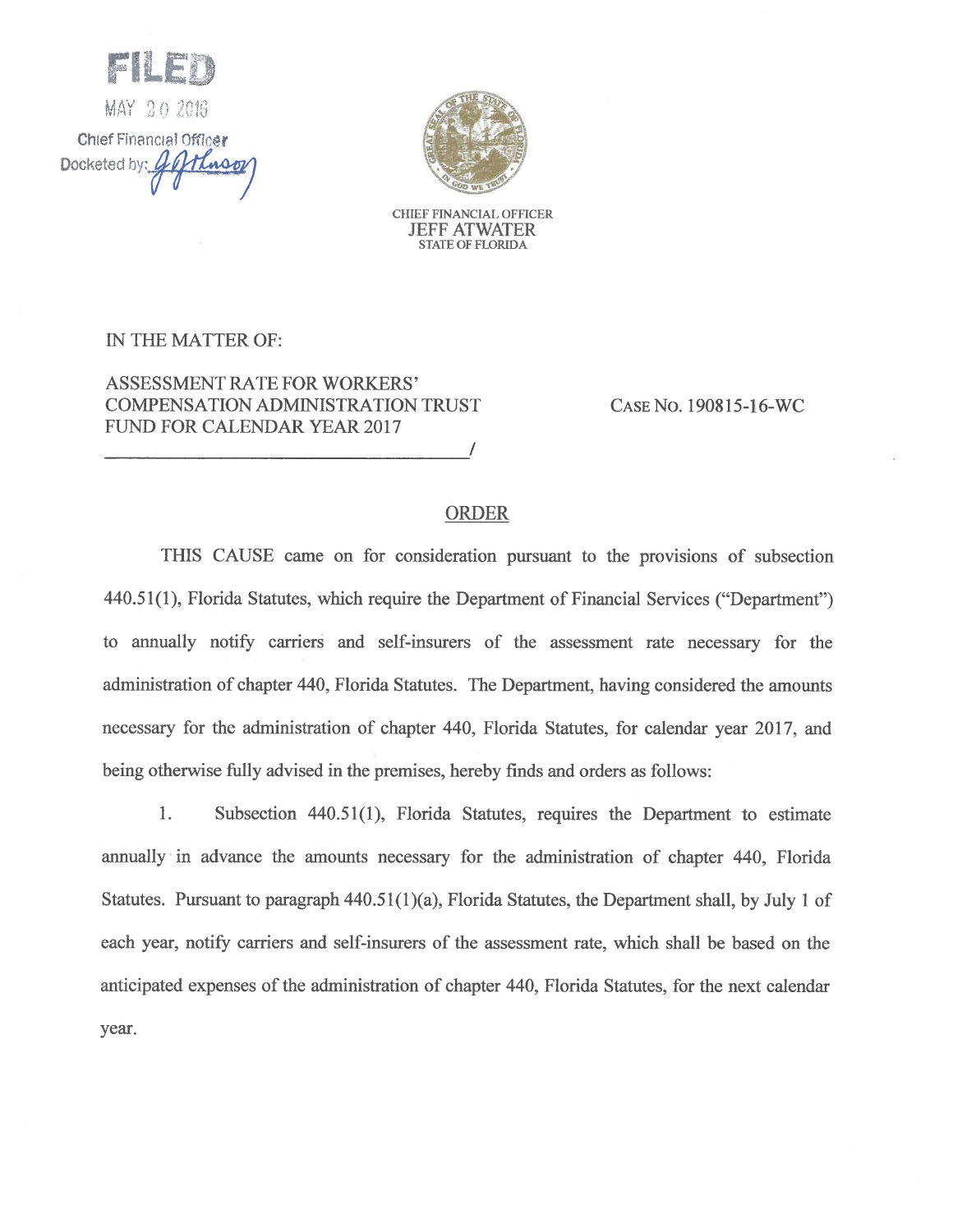FILED

MAY 20 2016

Chief Financial Officer

Docketed by: [signature]

CHIEF FINANCIAL OFFICER

JEFF ATWATER

STATE OF FLORIDA

IN THE MATTER OF:

ASSESSMENT RATE FOR WORKERS' COMPENSATION ADMINISTRATION TRUST FUND FOR CALENDAR YEAR 2017 /

CASE NO. 190815-16-WC

## ORDER

THIS CAUSE came on for consideration pursuant to the provisions of subsection 440.51(1), Florida Statutes, which require the Department of Financial Services ("Department") to annually notify carriers and self-insurers of the assessment rate necessary for the administration of chapter 440, Florida Statutes. The Department, having considered the amounts necessary for the administration of chapter 440, Florida Statutes, for calendar year 2017, and being otherwise fully advised in the premises, hereby finds and orders as follows:

1. Subsection 440.51(1), Florida Statutes, requires the Department to estimate annually in advance the amounts necessary for the administration of chapter 440, Florida Statutes. Pursuant to paragraph 440.51(1)(a), Florida Statutes, the Department shall, by July 1 of each year, notify carriers and self-insurers of the assessment rate, which shall be based on the anticipated expenses of the administration of chapter 440, Florida Statutes, for the next calendar year.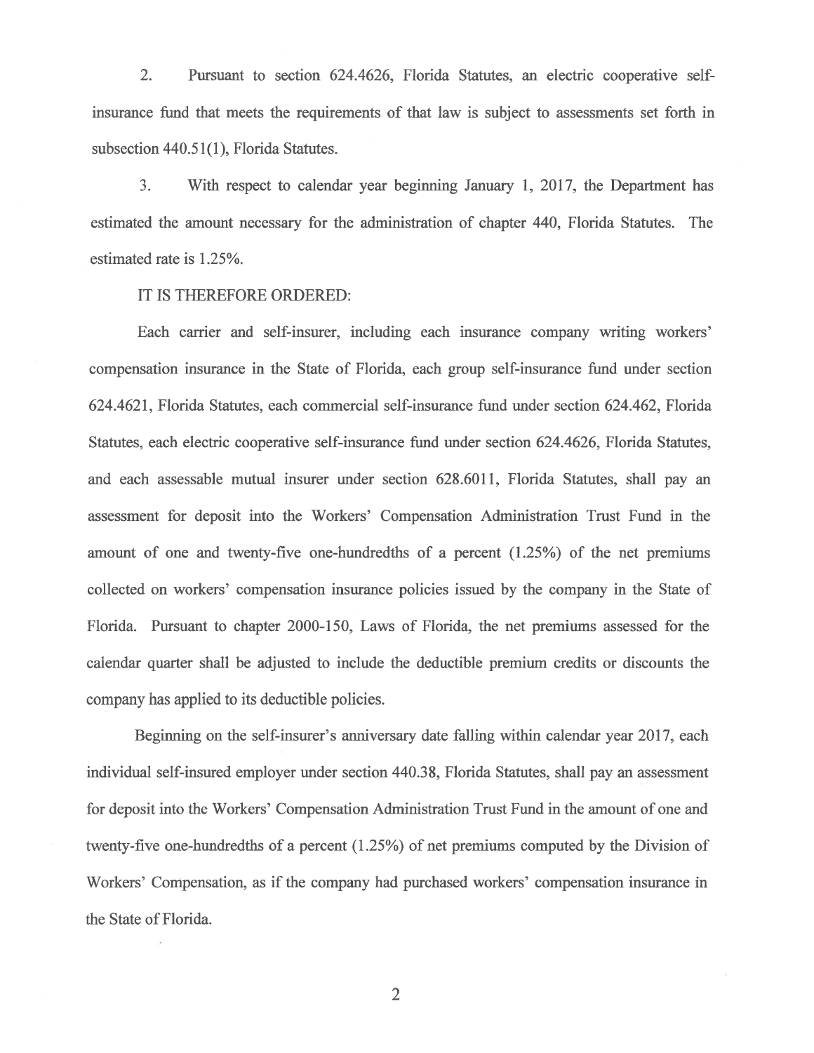2. Pursuant to section 624.4626, Florida Statutes, an electric cooperative self-insurance fund that meets the requirements of that law is subject to assessments set forth in subsection 440.51(1), Florida Statutes.

3. With respect to calendar year beginning January 1, 2017, the Department has estimated the amount necessary for the administration of chapter 440, Florida Statutes. The estimated rate is 1.25%.

IT IS THEREFORE ORDERED:

Each carrier and self-insurer, including each insurance company writing workers' compensation insurance in the State of Florida, each group self-insurance fund under section 624.4621, Florida Statutes, each commercial self-insurance fund under section 624.462, Florida Statutes, each electric cooperative self-insurance fund under section 624.4626, Florida Statutes, and each assessable mutual insurer under section 628.6011, Florida Statutes, shall pay an assessment for deposit into the Workers' Compensation Administration Trust Fund in the amount of one and twenty-five one-hundredths of a percent (1.25%) of the net premiums collected on workers' compensation insurance policies issued by the company in the State of Florida. Pursuant to chapter 2000-150, Laws of Florida, the net premiums assessed for the calendar quarter shall be adjusted to include the deductible premium credits or discounts the company has applied to its deductible policies.

Beginning on the self-insurer's anniversary date falling within calendar year 2017, each individual self-insured employer under section 440.38, Florida Statutes, shall pay an assessment for deposit into the Workers' Compensation Administration Trust Fund in the amount of one and twenty-five one-hundredths of a percent (1.25%) of net premiums computed by the Division of Workers' Compensation, as if the company had purchased workers' compensation insurance in the State of Florida.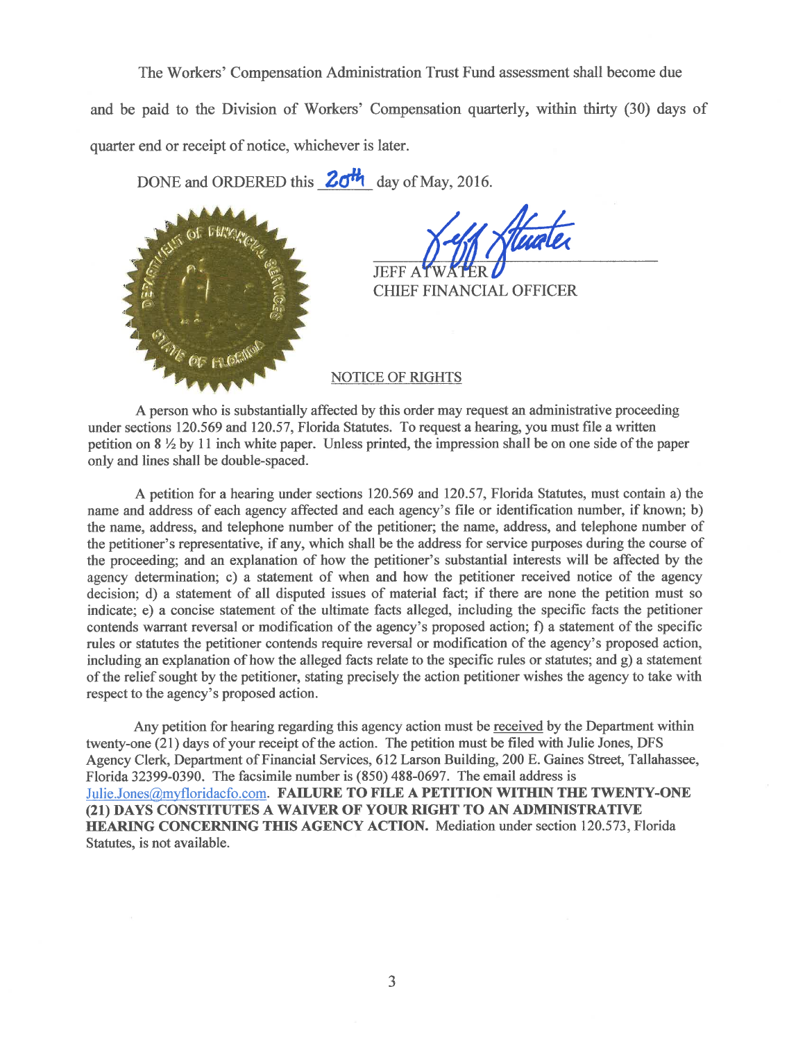The Workers' Compensation Administration Trust Fund assessment shall become due and be paid to the Division of Workers' Compensation quarterly, within thirty (30) days of quarter end or receipt of notice, whichever is later.

DONE and ORDERED this 20th day of May, 2016.

JEFF ATWATER
CHIEF FINANCIAL OFFICER

NOTICE OF RIGHTS

A person who is substantially affected by this order may request an administrative proceeding under sections 120.569 and 120.57, Florida Statutes. To request a hearing, you must file a written petition on 8 ½ by 11 inch white paper. Unless printed, the impression shall be on one side of the paper only and lines shall be double-spaced.

A petition for a hearing under sections 120.569 and 120.57, Florida Statutes, must contain a) the name and address of each agency affected and each agency's file or identification number, if known; b) the name, address, and telephone number of the petitioner; the name, address, and telephone number of the petitioner's representative, if any, which shall be the address for service purposes during the course of the proceeding; and an explanation of how the petitioner's substantial interests will be affected by the agency determination; c) a statement of when and how the petitioner received notice of the agency decision; d) a statement of all disputed issues of material fact; if there are none the petition must so indicate; e) a concise statement of the ultimate facts alleged, including the specific facts the petitioner contends warrant reversal or modification of the agency's proposed action; f) a statement of the specific rules or statutes the petitioner contends require reversal or modification of the agency's proposed action, including an explanation of how the alleged facts relate to the specific rules or statutes; and g) a statement of the relief sought by the petitioner, stating precisely the action petitioner wishes the agency to take with respect to the agency's proposed action.

Any petition for hearing regarding this agency action must be received by the Department within twenty-one (21) days of your receipt of the action. The petition must be filed with Julie Jones, DFS Agency Clerk, Department of Financial Services, 612 Larson Building, 200 E. Gaines Street, Tallahassee, Florida 32399-0390. The facsimile number is (850) 488-0697. The email address is Julie.Jones@myfloridacfo.com. **FAILURE TO FILE A PETITION WITHIN THE TWENTY-ONE (21) DAYS CONSTITUTES A WAIVER OF YOUR RIGHT TO AN ADMINISTRATIVE HEARING CONCERNING THIS AGENCY ACTION.** Mediation under section 120.573, Florida Statutes, is not available.